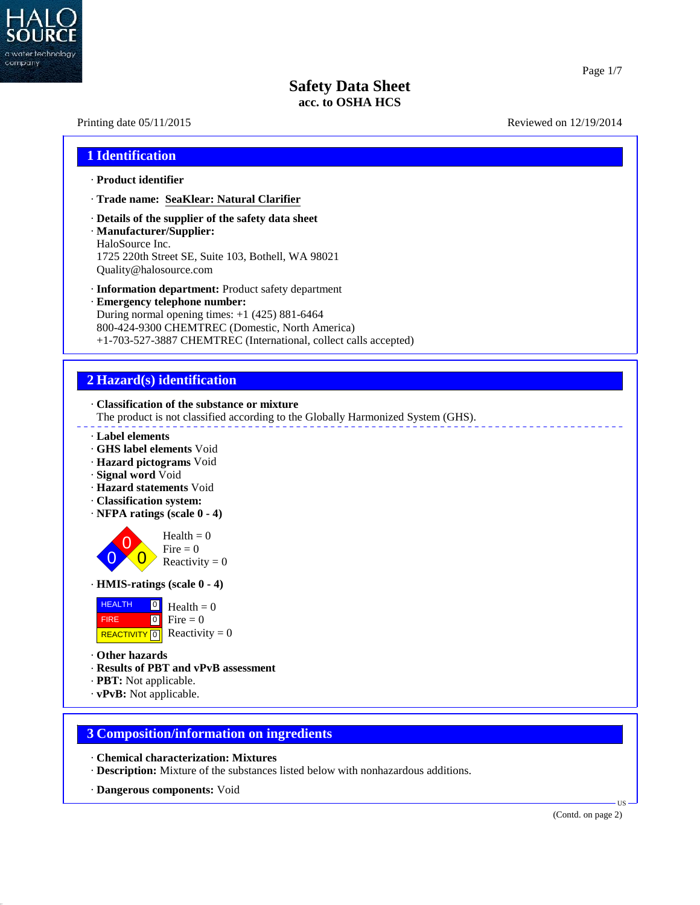# Safety Data Sheet
**acc. to OSHA HCS**

Printing date 05/11/2015 Reviewed on 12/19/2014

## 1 Identification

· **Product identifier**

· **Trade name:** **SeaKlear: Natural Clarifier**

· **Details of the supplier of the safety data sheet**
· **Manufacturer/Supplier:**
HaloSource Inc.
1725 220th Street SE, Suite 103, Bothell, WA 98021
Quality@halosource.com

· **Information department:** Product safety department
· **Emergency telephone number:**
During normal opening times: +1 (425) 881-6464
800-424-9300 CHEMTREC (Domestic, North America)
+1-703-527-3887 CHEMTREC (International, collect calls accepted)

## 2 Hazard(s) identification

· **Classification of the substance or mixture**
The product is not classified according to the Globally Harmonized System (GHS).

· **Label elements**
· **GHS label elements** Void
· **Hazard pictograms** Void
· **Signal word** Void
· **Hazard statements** Void
· **Classification system:**
· **NFPA ratings (scale 0 - 4)**

Health = 0
Fire = 0
Reactivity = 0

· **HMIS-ratings (scale 0 - 4)**

| | | |
|---|---|---|
| HEALTH | 0 | Health = 0 |
| FIRE | 0 | Fire = 0 |
| REACTIVITY | 0 | Reactivity = 0 |

· **Other hazards**
· **Results of PBT and vPvB assessment**
· **PBT:** Not applicable.
· **vPvB:** Not applicable.

## 3 Composition/information on ingredients

· **Chemical characterization: Mixtures**
· **Description:** Mixture of the substances listed below with nonhazardous additions.

· **Dangerous components:** Void

(Contd. on page 2)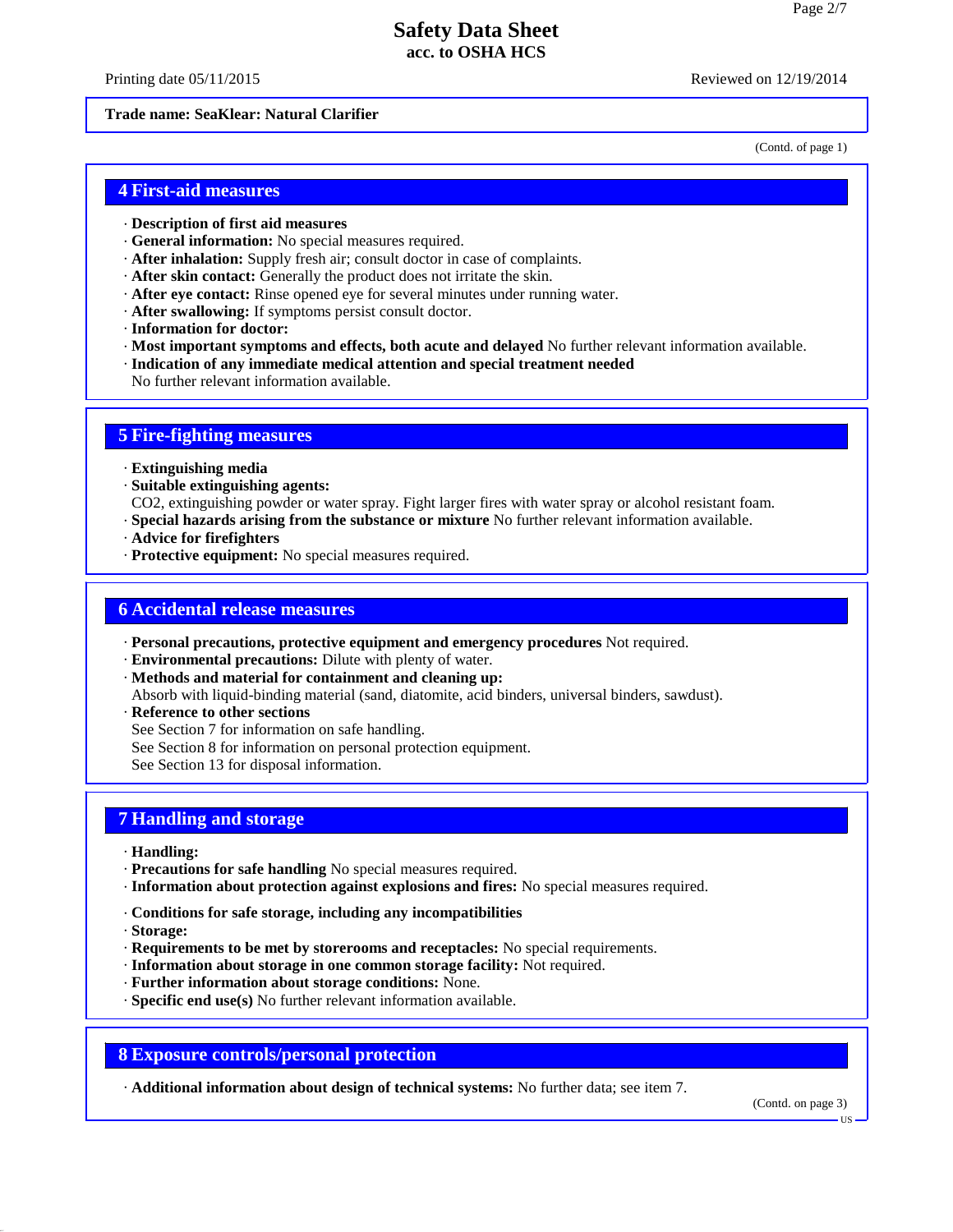**Trade name: SeaKlear: Natural Clarifier**

(Contd. of page 1)

## 4 First-aid measures

· **Description of first aid measures**
· **General information:** No special measures required.
· **After inhalation:** Supply fresh air; consult doctor in case of complaints.
· **After skin contact:** Generally the product does not irritate the skin.
· **After eye contact:** Rinse opened eye for several minutes under running water.
· **After swallowing:** If symptoms persist consult doctor.
· **Information for doctor:**
· **Most important symptoms and effects, both acute and delayed** No further relevant information available.
· **Indication of any immediate medical attention and special treatment needed**
No further relevant information available.

## 5 Fire-fighting measures

· **Extinguishing media**
· **Suitable extinguishing agents:**
$CO_2$, extinguishing powder or water spray. Fight larger fires with water spray or alcohol resistant foam.
· **Special hazards arising from the substance or mixture** No further relevant information available.
· **Advice for firefighters**
· **Protective equipment:** No special measures required.

## 6 Accidental release measures

· **Personal precautions, protective equipment and emergency procedures** Not required.
· **Environmental precautions:** Dilute with plenty of water.
· **Methods and material for containment and cleaning up:**
Absorb with liquid-binding material (sand, diatomite, acid binders, universal binders, sawdust).
· **Reference to other sections**
See Section 7 for information on safe handling.
See Section 8 for information on personal protection equipment.
See Section 13 for disposal information.

## 7 Handling and storage

· **Handling:**
· **Precautions for safe handling** No special measures required.
· **Information about protection against explosions and fires:** No special measures required.

· **Conditions for safe storage, including any incompatibilities**
· **Storage:**
· **Requirements to be met by storerooms and receptacles:** No special requirements.
· **Information about storage in one common storage facility:** Not required.
· **Further information about storage conditions:** None.
· **Specific end use(s)** No further relevant information available.

## 8 Exposure controls/personal protection

· **Additional information about design of technical systems:** No further data; see item 7.

(Contd. on page 3)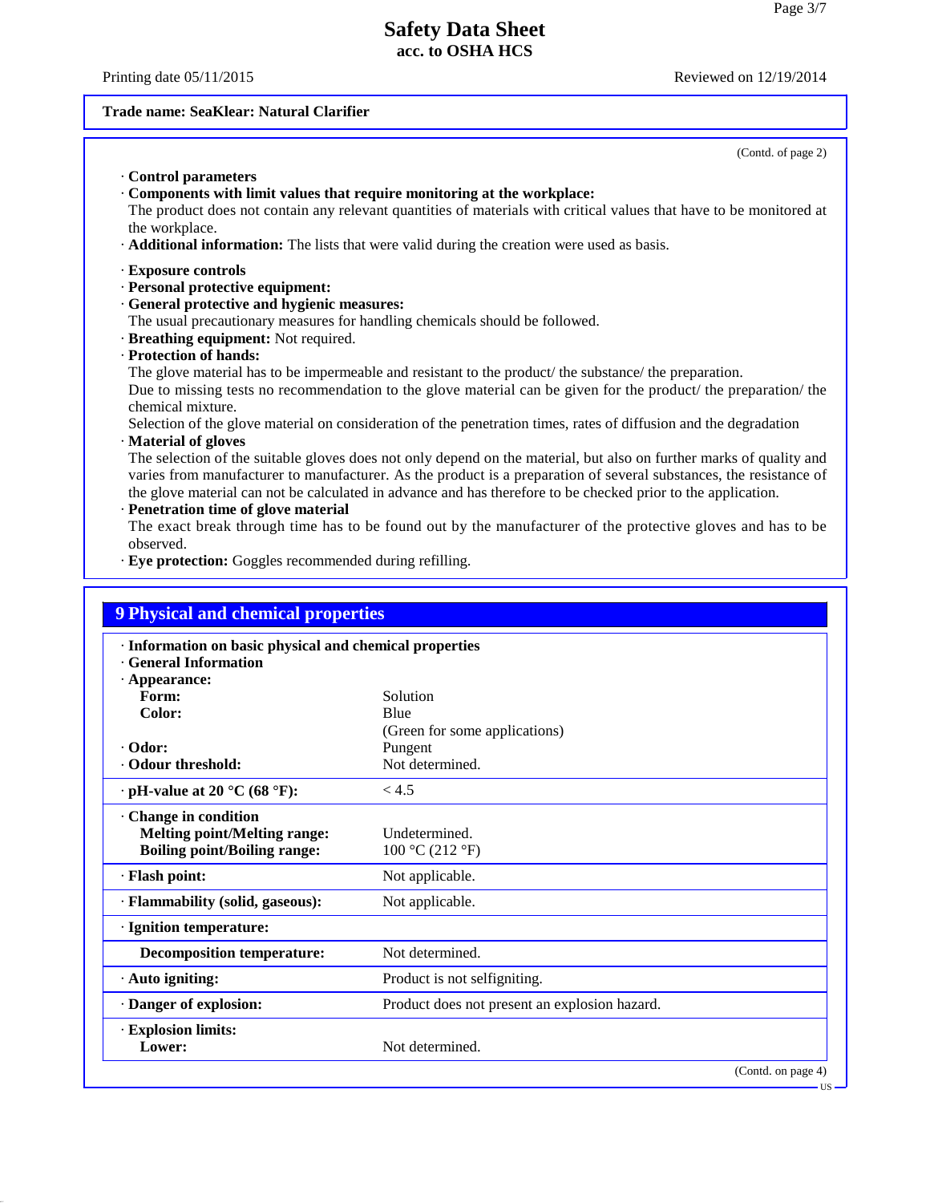**Trade name: SeaKlear: Natural Clarifier**

(Contd. of page 2)

· **Control parameters**
· **Components with limit values that require monitoring at the workplace:**
The product does not contain any relevant quantities of materials with critical values that have to be monitored at the workplace.
· **Additional information:** The lists that were valid during the creation were used as basis.

· **Exposure controls**
· **Personal protective equipment:**
· **General protective and hygienic measures:**
The usual precautionary measures for handling chemicals should be followed.
· **Breathing equipment:** Not required.
· **Protection of hands:**
The glove material has to be impermeable and resistant to the product/ the substance/ the preparation.
Due to missing tests no recommendation to the glove material can be given for the product/ the preparation/ the chemical mixture.
Selection of the glove material on consideration of the penetration times, rates of diffusion and the degradation
· **Material of gloves**
The selection of the suitable gloves does not only depend on the material, but also on further marks of quality and varies from manufacturer to manufacturer. As the product is a preparation of several substances, the resistance of the glove material can not be calculated in advance and has therefore to be checked prior to the application.
· **Penetration time of glove material**
The exact break through time has to be found out by the manufacturer of the protective gloves and has to be observed.
· **Eye protection:** Goggles recommended during refilling.

## 9 Physical and chemical properties

· **Information on basic physical and chemical properties**
· **General Information**
· **Appearance:**

| | |
|---|---|
| **Form:** | Solution |
| **Color:** | Blue (Green for some applications) |
| · **Odor:** | Pungent |
| · **Odour threshold:** | Not determined. |
| · **pH-value at 20 °C (68 °F):** | < 4.5 |
| · **Change in condition** | |
| **Melting point/Melting range:** | Undetermined. |
| **Boiling point/Boiling range:** | 100 °C (212 °F) |
| · **Flash point:** | Not applicable. |
| · **Flammability (solid, gaseous):** | Not applicable. |
| · **Ignition temperature:** | |
| **Decomposition temperature:** | Not determined. |
| · **Auto igniting:** | Product is not selfigniting. |
| · **Danger of explosion:** | Product does not present an explosion hazard. |
| · **Explosion limits:** | |
| **Lower:** | Not determined. |

(Contd. on page 4)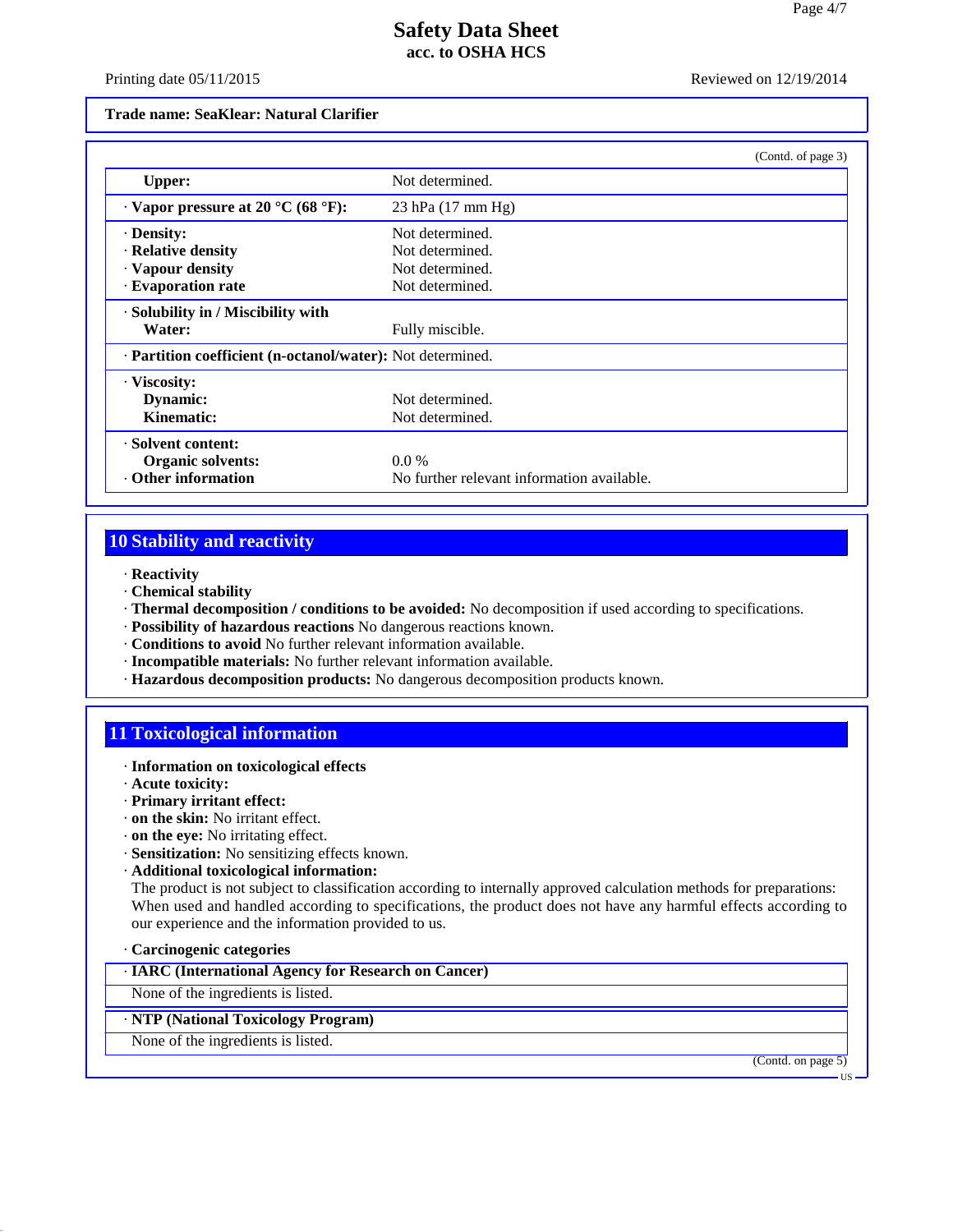Trade name: SeaKlear: Natural Clarifier

(Contd. of page 3)

| | |
|---|---|
| **Upper:** | Not determined. |
| · **Vapor pressure at 20 °C (68 °F):** | 23 hPa (17 mm Hg) |
| · **Density:** | Not determined. |
| · **Relative density** | Not determined. |
| · **Vapour density** | Not determined. |
| · **Evaporation rate** | Not determined. |
| · **Solubility in / Miscibility with Water:** | Fully miscible. |
| · **Partition coefficient (n-octanol/water):** | Not determined. |
| · **Viscosity:** | |
| **Dynamic:** | Not determined. |
| **Kinematic:** | Not determined. |
| · **Solvent content:** | |
| **Organic solvents:** | 0.0 % |
| · **Other information** | No further relevant information available. |

## 10 Stability and reactivity

· **Reactivity**
· **Chemical stability**
· **Thermal decomposition / conditions to be avoided:** No decomposition if used according to specifications.
· **Possibility of hazardous reactions** No dangerous reactions known.
· **Conditions to avoid** No further relevant information available.
· **Incompatible materials:** No further relevant information available.
· **Hazardous decomposition products:** No dangerous decomposition products known.

## 11 Toxicological information

· **Information on toxicological effects**
· **Acute toxicity:**
· **Primary irritant effect:**
· **on the skin:** No irritant effect.
· **on the eye:** No irritating effect.
· **Sensitization:** No sensitizing effects known.
· **Additional toxicological information:**
The product is not subject to classification according to internally approved calculation methods for preparations:
When used and handled according to specifications, the product does not have any harmful effects according to our experience and the information provided to us.

· **Carcinogenic categories**

· **IARC (International Agency for Research on Cancer)**
None of the ingredients is listed.

· **NTP (National Toxicology Program)**
None of the ingredients is listed.

(Contd. on page 5)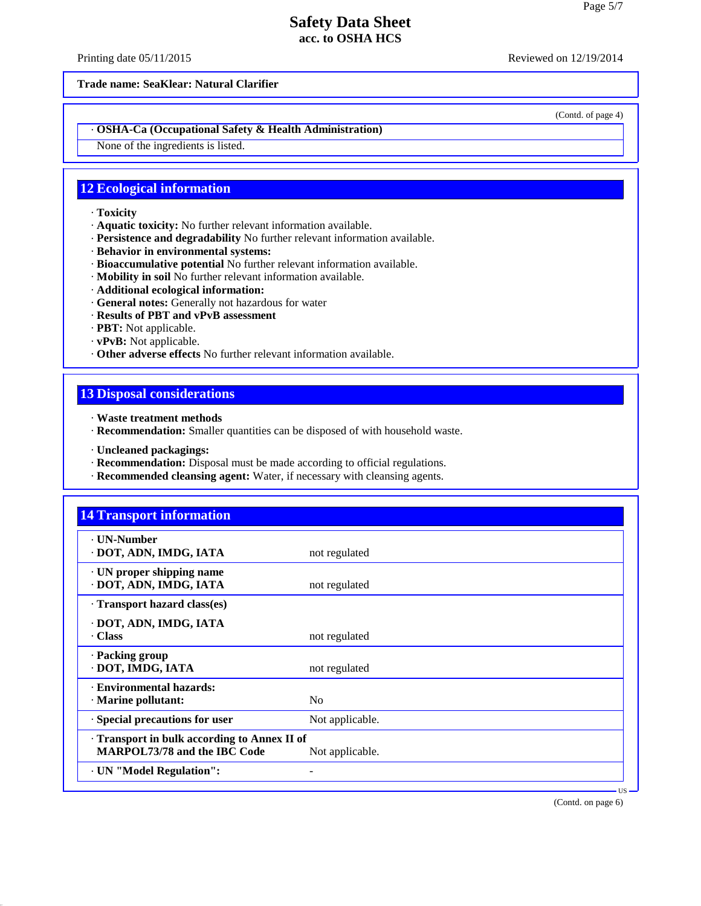**Trade name: SeaKlear: Natural Clarifier**

(Contd. of page 4)

· **OSHA-Ca (Occupational Safety & Health Administration)**

None of the ingredients is listed.

## 12 Ecological information

· **Toxicity**
· **Aquatic toxicity:** No further relevant information available.
· **Persistence and degradability** No further relevant information available.
· **Behavior in environmental systems:**
· **Bioaccumulative potential** No further relevant information available.
· **Mobility in soil** No further relevant information available.
· **Additional ecological information:**
· **General notes:** Generally not hazardous for water
· **Results of PBT and vPvB assessment**
· **PBT:** Not applicable.
· **vPvB:** Not applicable.
· **Other adverse effects** No further relevant information available.

## 13 Disposal considerations

· **Waste treatment methods**
· **Recommendation:** Smaller quantities can be disposed of with household waste.

· **Uncleaned packagings:**
· **Recommendation:** Disposal must be made according to official regulations.
· **Recommended cleansing agent:** Water, if necessary with cleansing agents.

## 14 Transport information

| | |
|---|---|
| · **UN-Number**<br>· **DOT, ADN, IMDG, IATA** | not regulated |
| · **UN proper shipping name**<br>· **DOT, ADN, IMDG, IATA** | not regulated |
| · **Transport hazard class(es)**<br>· **DOT, ADN, IMDG, IATA**<br>· **Class** | not regulated |
| · **Packing group**<br>· **DOT, IMDG, IATA** | not regulated |
| · **Environmental hazards:**<br>· **Marine pollutant:** | No |
| · **Special precautions for user** | Not applicable. |
| · **Transport in bulk according to Annex II of MARPOL73/78 and the IBC Code** | Not applicable. |
| · **UN "Model Regulation":** | - |

(Contd. on page 6)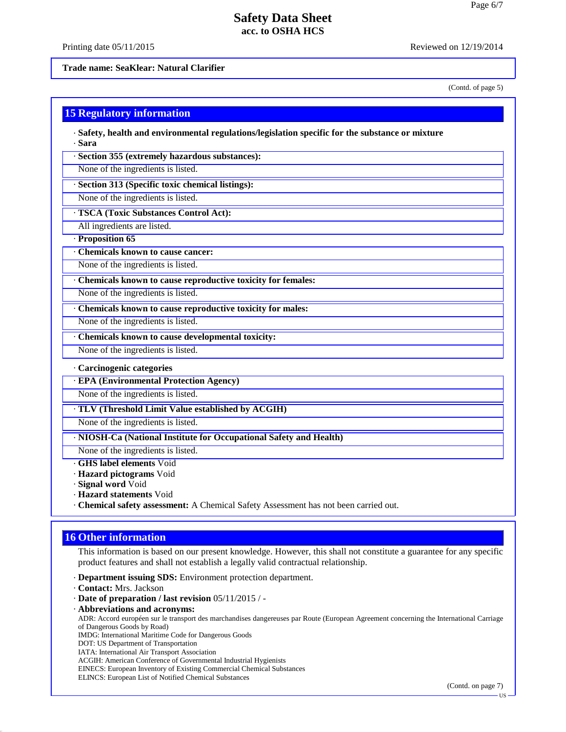(Contd. of page 5)

## 15 Regulatory information

· **Safety, health and environmental regulations/legislation specific for the substance or mixture**
· **Sara**

· **Section 355 (extremely hazardous substances):**
None of the ingredients is listed.

· **Section 313 (Specific toxic chemical listings):**
None of the ingredients is listed.

· **TSCA (Toxic Substances Control Act):**
All ingredients are listed.

· **Proposition 65**

· **Chemicals known to cause cancer:**
None of the ingredients is listed.

· **Chemicals known to cause reproductive toxicity for females:**
None of the ingredients is listed.

· **Chemicals known to cause reproductive toxicity for males:**
None of the ingredients is listed.

· **Chemicals known to cause developmental toxicity:**
None of the ingredients is listed.

· **Carcinogenic categories**

· **EPA (Environmental Protection Agency)**
None of the ingredients is listed.

· **TLV (Threshold Limit Value established by ACGIH)**
None of the ingredients is listed.

· **NIOSH-Ca (National Institute for Occupational Safety and Health)**
None of the ingredients is listed.

· **GHS label elements** Void
· **Hazard pictograms** Void
· **Signal word** Void
· **Hazard statements** Void
· **Chemical safety assessment:** A Chemical Safety Assessment has not been carried out.

## 16 Other information

This information is based on our present knowledge. However, this shall not constitute a guarantee for any specific product features and shall not establish a legally valid contractual relationship.

· **Department issuing SDS:** Environment protection department.
· **Contact:** Mrs. Jackson
· **Date of preparation / last revision** 05/11/2015 / -
· **Abbreviations and acronyms:**
ADR: Accord européen sur le transport des marchandises dangereuses par Route (European Agreement concerning the International Carriage of Dangerous Goods by Road)
IMDG: International Maritime Code for Dangerous Goods
DOT: US Department of Transportation
IATA: International Air Transport Association
ACGIH: American Conference of Governmental Industrial Hygienists
EINECS: European Inventory of Existing Commercial Chemical Substances
ELINCS: European List of Notified Chemical Substances

(Contd. on page 7)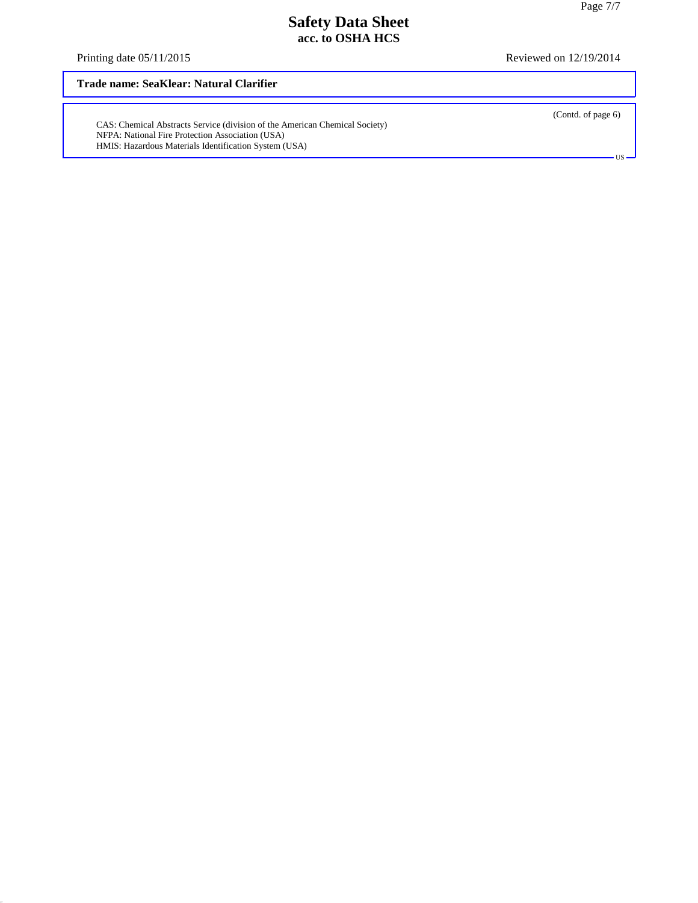**Trade name: SeaKlear: Natural Clarifier**

(Contd. of page 6)

CAS: Chemical Abstracts Service (division of the American Chemical Society)
NFPA: National Fire Protection Association (USA)
HMIS: Hazardous Materials Identification System (USA)